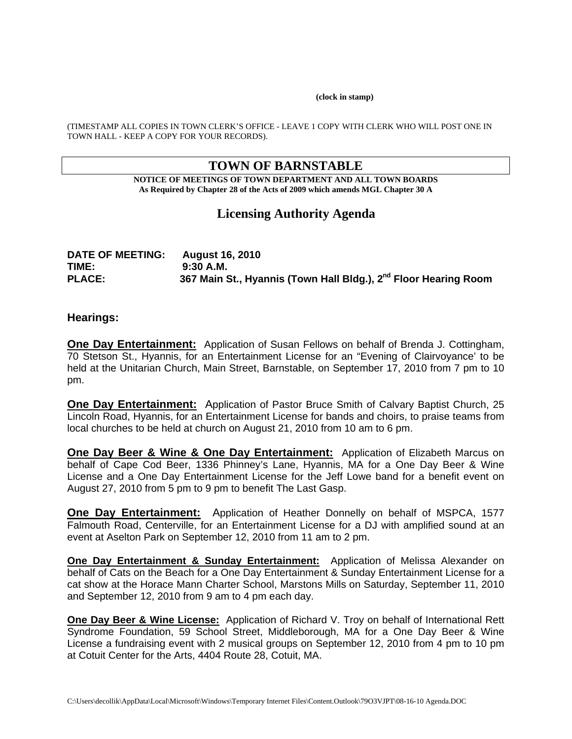(clock in stamp)

(TIMESTAMP ALL COPIES IN TOWN CLERK'S OFFICE - LEAVE 1 COPY WITH CLERK WHO WILL POST ONE IN TOWN HALL - KEEP A COPY FOR YOUR RECORDS).

# TOWN OF BARNSTABLE

**NOTICE OF MEETINGS OF TOWN DEPARTMENT AND ALL TOWN BOARDS**
**As Required by Chapter 28 of the Acts of 2009 which amends MGL Chapter 30 A**

## Licensing Authority Agenda

**DATE OF MEETING:** **August 16, 2010**
**TIME:** **9:30 A.M.**
**PLACE:** **367 Main St., Hyannis (Town Hall Bldg.), 2nd Floor Hearing Room**

### Hearings:

**One Day Entertainment:** Application of Susan Fellows on behalf of Brenda J. Cottingham, 70 Stetson St., Hyannis, for an Entertainment License for an "Evening of Clairvoyance' to be held at the Unitarian Church, Main Street, Barnstable, on September 17, 2010 from 7 pm to 10 pm.

**One Day Entertainment:** Application of Pastor Bruce Smith of Calvary Baptist Church, 25 Lincoln Road, Hyannis, for an Entertainment License for bands and choirs, to praise teams from local churches to be held at church on August 21, 2010 from 10 am to 6 pm.

**One Day Beer & Wine & One Day Entertainment:** Application of Elizabeth Marcus on behalf of Cape Cod Beer, 1336 Phinney's Lane, Hyannis, MA for a One Day Beer & Wine License and a One Day Entertainment License for the Jeff Lowe band for a benefit event on August 27, 2010 from 5 pm to 9 pm to benefit The Last Gasp.

**One Day Entertainment:** Application of Heather Donnelly on behalf of MSPCA, 1577 Falmouth Road, Centerville, for an Entertainment License for a DJ with amplified sound at an event at Aselton Park on September 12, 2010 from 11 am to 2 pm.

**One Day Entertainment & Sunday Entertainment:** Application of Melissa Alexander on behalf of Cats on the Beach for a One Day Entertainment & Sunday Entertainment License for a cat show at the Horace Mann Charter School, Marstons Mills on Saturday, September 11, 2010 and September 12, 2010 from 9 am to 4 pm each day.

**One Day Beer & Wine License:** Application of Richard V. Troy on behalf of International Rett Syndrome Foundation, 59 School Street, Middleborough, MA for a One Day Beer & Wine License a fundraising event with 2 musical groups on September 12, 2010 from 4 pm to 10 pm at Cotuit Center for the Arts, 4404 Route 28, Cotuit, MA.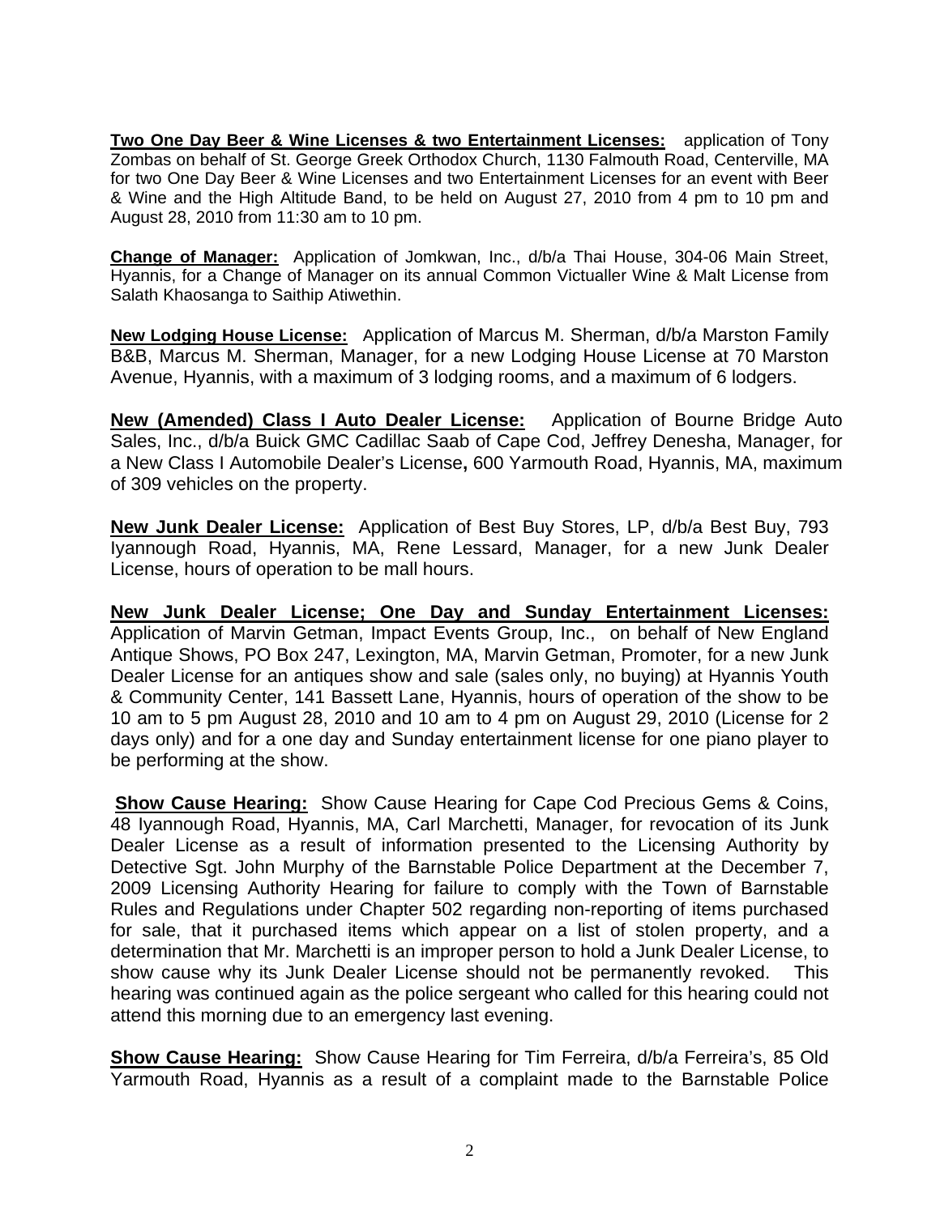**Two One Day Beer & Wine Licenses & two Entertainment Licenses:** application of Tony Zombas on behalf of St. George Greek Orthodox Church, 1130 Falmouth Road, Centerville, MA for two One Day Beer & Wine Licenses and two Entertainment Licenses for an event with Beer & Wine and the High Altitude Band, to be held on August 27, 2010 from 4 pm to 10 pm and August 28, 2010 from 11:30 am to 10 pm.

**Change of Manager:** Application of Jomkwan, Inc., d/b/a Thai House, 304-06 Main Street, Hyannis, for a Change of Manager on its annual Common Victualler Wine & Malt License from Salath Khaosanga to Saithip Atiwethin.

**New Lodging House License:** Application of Marcus M. Sherman, d/b/a Marston Family B&B, Marcus M. Sherman, Manager, for a new Lodging House License at 70 Marston Avenue, Hyannis, with a maximum of 3 lodging rooms, and a maximum of 6 lodgers.

**New (Amended) Class I Auto Dealer License:** Application of Bourne Bridge Auto Sales, Inc., d/b/a Buick GMC Cadillac Saab of Cape Cod, Jeffrey Denesha, Manager, for a New Class I Automobile Dealer's License**,** 600 Yarmouth Road, Hyannis, MA, maximum of 309 vehicles on the property.

**New Junk Dealer License:** Application of Best Buy Stores, LP, d/b/a Best Buy, 793 Iyannough Road, Hyannis, MA, Rene Lessard, Manager, for a new Junk Dealer License, hours of operation to be mall hours.

**New Junk Dealer License; One Day and Sunday Entertainment Licenses:** Application of Marvin Getman, Impact Events Group, Inc., on behalf of New England Antique Shows, PO Box 247, Lexington, MA, Marvin Getman, Promoter, for a new Junk Dealer License for an antiques show and sale (sales only, no buying) at Hyannis Youth & Community Center, 141 Bassett Lane, Hyannis, hours of operation of the show to be 10 am to 5 pm August 28, 2010 and 10 am to 4 pm on August 29, 2010 (License for 2 days only) and for a one day and Sunday entertainment license for one piano player to be performing at the show.

**Show Cause Hearing:** Show Cause Hearing for Cape Cod Precious Gems & Coins, 48 Iyannough Road, Hyannis, MA, Carl Marchetti, Manager, for revocation of its Junk Dealer License as a result of information presented to the Licensing Authority by Detective Sgt. John Murphy of the Barnstable Police Department at the December 7, 2009 Licensing Authority Hearing for failure to comply with the Town of Barnstable Rules and Regulations under Chapter 502 regarding non-reporting of items purchased for sale, that it purchased items which appear on a list of stolen property, and a determination that Mr. Marchetti is an improper person to hold a Junk Dealer License, to show cause why its Junk Dealer License should not be permanently revoked. This hearing was continued again as the police sergeant who called for this hearing could not attend this morning due to an emergency last evening.

**Show Cause Hearing:** Show Cause Hearing for Tim Ferreira, d/b/a Ferreira's, 85 Old Yarmouth Road, Hyannis as a result of a complaint made to the Barnstable Police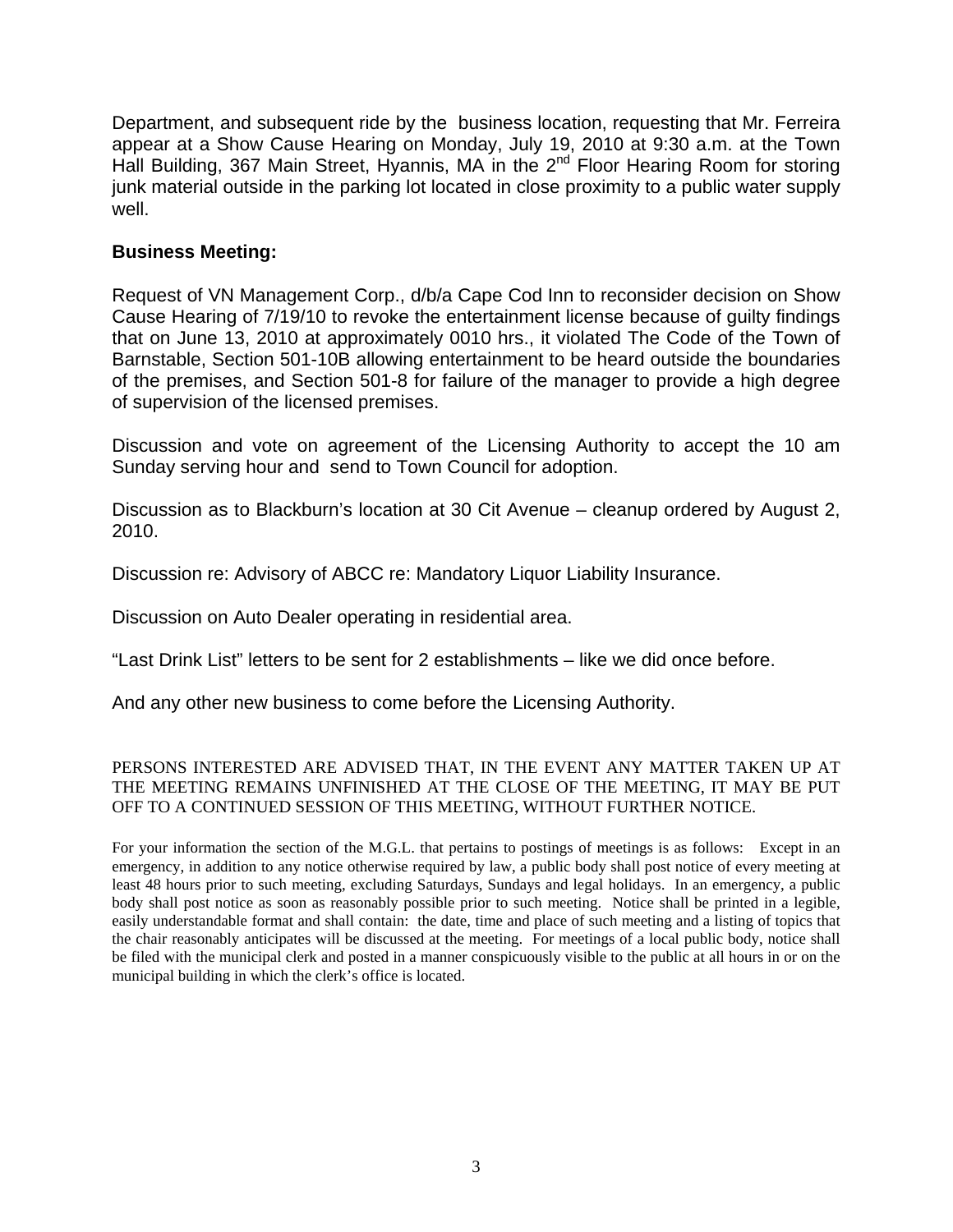Department, and subsequent ride by the business location, requesting that Mr. Ferreira appear at a Show Cause Hearing on Monday, July 19, 2010 at 9:30 a.m. at the Town Hall Building, 367 Main Street, Hyannis, MA in the 2nd Floor Hearing Room for storing junk material outside in the parking lot located in close proximity to a public water supply well.

**Business Meeting:**

Request of VN Management Corp., d/b/a Cape Cod Inn to reconsider decision on Show Cause Hearing of 7/19/10 to revoke the entertainment license because of guilty findings that on June 13, 2010 at approximately 0010 hrs., it violated The Code of the Town of Barnstable, Section 501-10B allowing entertainment to be heard outside the boundaries of the premises, and Section 501-8 for failure of the manager to provide a high degree of supervision of the licensed premises.

Discussion and vote on agreement of the Licensing Authority to accept the 10 am Sunday serving hour and send to Town Council for adoption.

Discussion as to Blackburn's location at 30 Cit Avenue – cleanup ordered by August 2, 2010.

Discussion re: Advisory of ABCC re: Mandatory Liquor Liability Insurance.

Discussion on Auto Dealer operating in residential area.

"Last Drink List" letters to be sent for 2 establishments – like we did once before.

And any other new business to come before the Licensing Authority.

PERSONS INTERESTED ARE ADVISED THAT, IN THE EVENT ANY MATTER TAKEN UP AT THE MEETING REMAINS UNFINISHED AT THE CLOSE OF THE MEETING, IT MAY BE PUT OFF TO A CONTINUED SESSION OF THIS MEETING, WITHOUT FURTHER NOTICE.

For your information the section of the M.G.L. that pertains to postings of meetings is as follows: Except in an emergency, in addition to any notice otherwise required by law, a public body shall post notice of every meeting at least 48 hours prior to such meeting, excluding Saturdays, Sundays and legal holidays. In an emergency, a public body shall post notice as soon as reasonably possible prior to such meeting. Notice shall be printed in a legible, easily understandable format and shall contain: the date, time and place of such meeting and a listing of topics that the chair reasonably anticipates will be discussed at the meeting. For meetings of a local public body, notice shall be filed with the municipal clerk and posted in a manner conspicuously visible to the public at all hours in or on the municipal building in which the clerk's office is located.